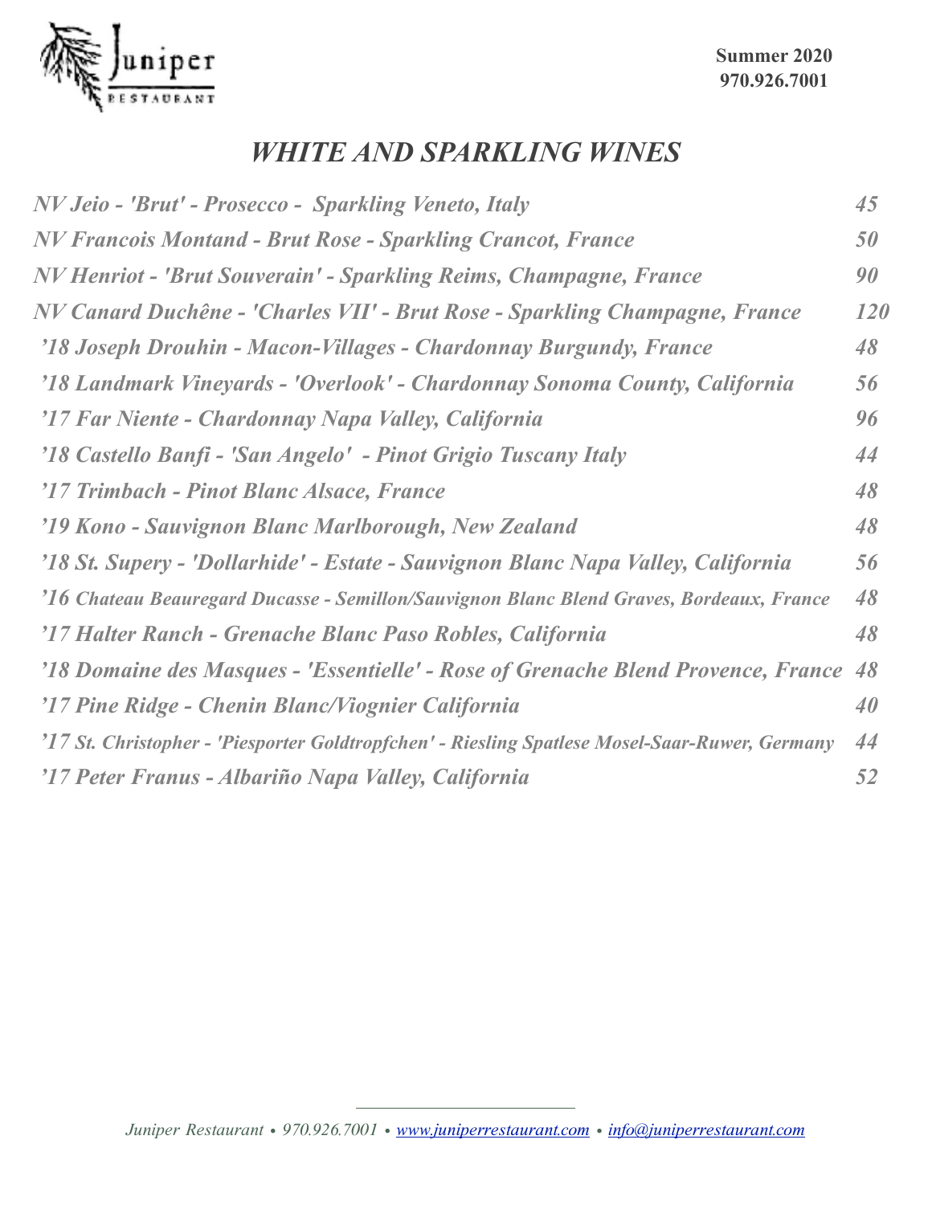Juniper
RESTAURANT

**Summer 2020**
**970.926.7001**

# *WHITE AND SPARKLING WINES*

| | |
|---|---|
| *NV Jeio - 'Brut' - Prosecco - Sparkling Veneto, Italy* | *45* |
| *NV Francois Montand - Brut Rose - Sparkling Crancot, France* | *50* |
| *NV Henriot - 'Brut Souverain' - Sparkling Reims, Champagne, France* | *90* |
| *NV Canard Duchêne - 'Charles VII' - Brut Rose - Sparkling Champagne, France* | *120* |
| *'18 Joseph Drouhin - Macon-Villages - Chardonnay Burgundy, France* | *48* |
| *'18 Landmark Vineyards - 'Overlook' - Chardonnay Sonoma County, California* | *56* |
| *'17 Far Niente - Chardonnay Napa Valley, California* | *96* |
| *'18 Castello Banfi - 'San Angelo' - Pinot Grigio Tuscany Italy* | *44* |
| *'17 Trimbach - Pinot Blanc Alsace, France* | *48* |
| *'19 Kono - Sauvignon Blanc Marlborough, New Zealand* | *48* |
| *'18 St. Supery - 'Dollarhide' - Estate - Sauvignon Blanc Napa Valley, California* | *56* |
| *'16 Chateau Beauregard Ducasse - Semillon/Sauvignon Blanc Blend Graves, Bordeaux, France* | *48* |
| *'17 Halter Ranch - Grenache Blanc Paso Robles, California* | *48* |
| *'18 Domaine des Masques - 'Essentielle' - Rose of Grenache Blend Provence, France* | *48* |
| *'17 Pine Ridge - Chenin Blanc/Viognier California* | *40* |
| *'17 St. Christopher - 'Piesporter Goldtropfchen' - Riesling Spatlese Mosel-Saar-Ruwer, Germany* | *44* |
| *'17 Peter Franus - Albariño Napa Valley, California* | *52* |

*Juniper Restaurant • 970.926.7001 • www.juniperrestaurant.com • info@juniperrestaurant.com*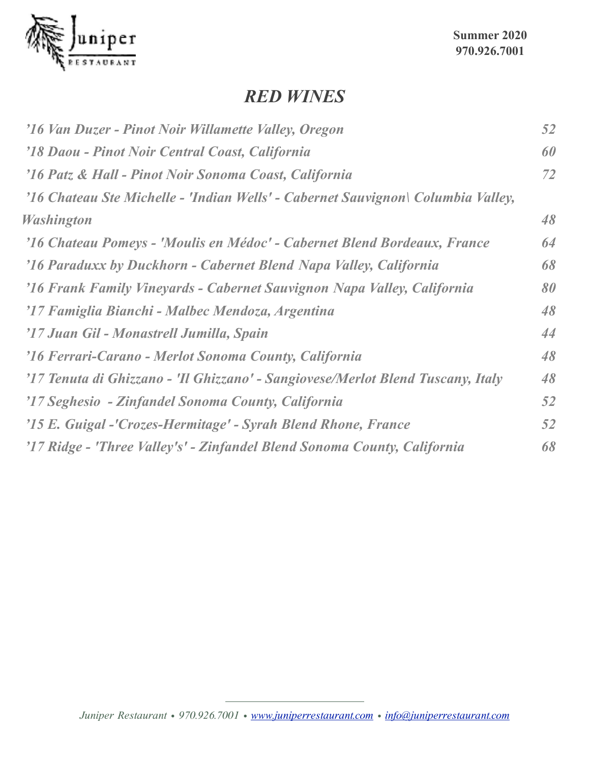Summer 2020
970.926.7001

# *RED WINES*

| | |
|---|---|
| *'16 Van Duzer - Pinot Noir Willamette Valley, Oregon* | *52* |
| *'18 Daou - Pinot Noir Central Coast, California* | *60* |
| *'16 Patz & Hall - Pinot Noir Sonoma Coast, California* | *72* |
| *'16 Chateau Ste Michelle - 'Indian Wells' - Cabernet Sauvignon\ Columbia Valley, Washington* | *48* |
| *'16 Chateau Pomeys - 'Moulis en Médoc' - Cabernet Blend Bordeaux, France* | *64* |
| *'16 Paraduxx by Duckhorn - Cabernet Blend Napa Valley, California* | *68* |
| *'16 Frank Family Vineyards - Cabernet Sauvignon Napa Valley, California* | *80* |
| *'17 Famiglia Bianchi - Malbec Mendoza, Argentina* | *48* |
| *'17 Juan Gil - Monastrell Jumilla, Spain* | *44* |
| *'16 Ferrari-Carano - Merlot Sonoma County, California* | *48* |
| *'17 Tenuta di Ghizzano - 'Il Ghizzano' - Sangiovese/Merlot Blend Tuscany, Italy* | *48* |
| *'17 Seghesio - Zinfandel Sonoma County, California* | *52* |
| *'15 E. Guigal -'Crozes-Hermitage' - Syrah Blend Rhone, France* | *52* |
| *'17 Ridge - 'Three Valley's' - Zinfandel Blend Sonoma County, California* | *68* |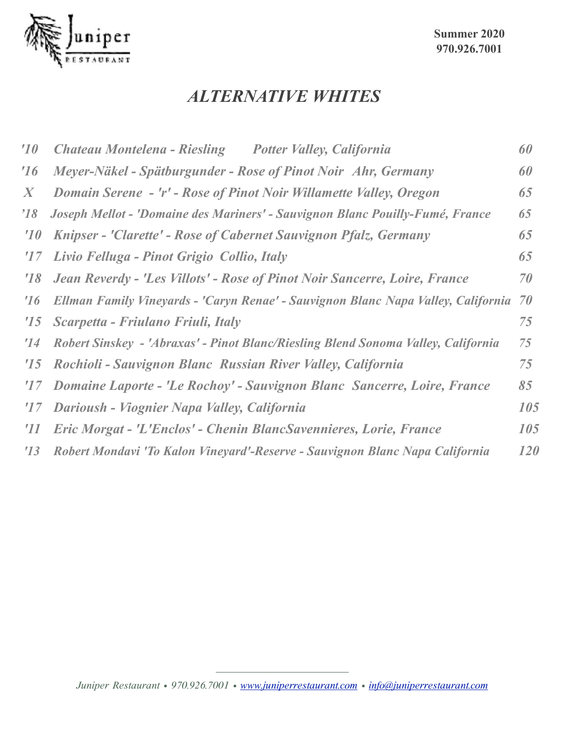# ALTERNATIVE WHITES

| | | |
|---|---|---|
| '10 | Chateau Montelena - Riesling Potter Valley, California | 60 |
| '16 | Meyer-Näkel - Spätburgunder - Rose of Pinot Noir Ahr, Germany | 60 |
| X | Domain Serene - 'r' - Rose of Pinot Noir Willamette Valley, Oregon | 65 |
| '18 | Joseph Mellot - 'Domaine des Mariners' - Sauvignon Blanc Pouilly-Fumé, France | 65 |
| '10 | Knipser - 'Clarette' - Rose of Cabernet Sauvignon Pfalz, Germany | 65 |
| '17 | Livio Felluga - Pinot Grigio Collio, Italy | 65 |
| '18 | Jean Reverdy - 'Les Villots' - Rose of Pinot Noir Sancerre, Loire, France | 70 |
| '16 | Ellman Family Vineyards - 'Caryn Renae' - Sauvignon Blanc Napa Valley, California | 70 |
| '15 | Scarpetta - Friulano Friuli, Italy | 75 |
| '14 | Robert Sinskey - 'Abraxas' - Pinot Blanc/Riesling Blend Sonoma Valley, California | 75 |
| '15 | Rochioli - Sauvignon Blanc Russian River Valley, California | 75 |
| '17 | Domaine Laporte - 'Le Rochoy' - Sauvignon Blanc Sancerre, Loire, France | 85 |
| '17 | Darioush - Viognier Napa Valley, California | 105 |
| '11 | Eric Morgat - 'L'Enclos' - Chenin BlancSavennieres, Lorie, France | 105 |
| '13 | Robert Mondavi 'To Kalon Vineyard'-Reserve - Sauvignon Blanc Napa California | 120 |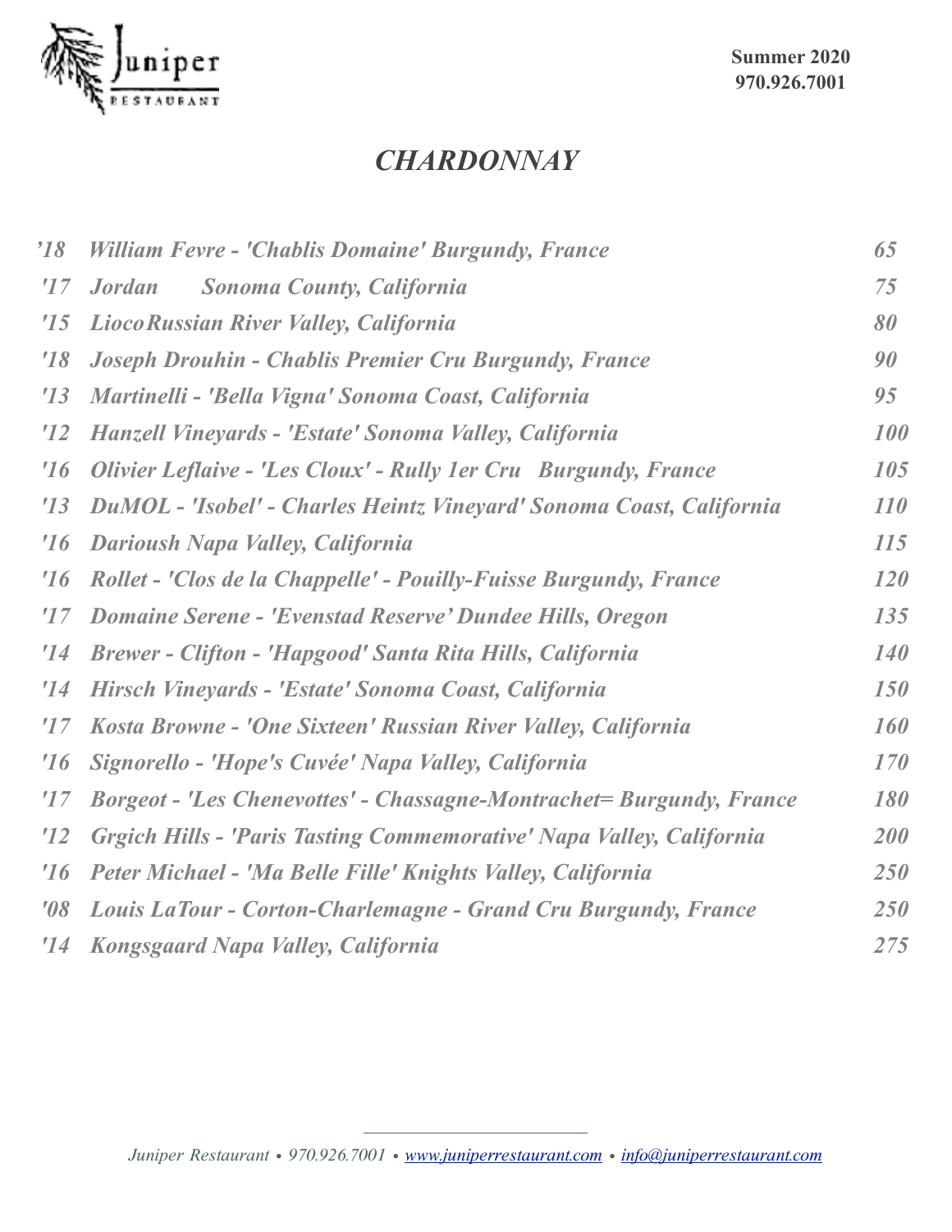Summer 2020
970.926.7001

# *CHARDONNAY*

| | | |
|---|---|---|
| *'18* | *William Fevre - 'Chablis Domaine' Burgundy, France* | *65* |
| *'17* | *Jordan Sonoma County, California* | *75* |
| *'15* | *LiocoRussian River Valley, California* | *80* |
| *'18* | *Joseph Drouhin - Chablis Premier Cru Burgundy, France* | *90* |
| *'13* | *Martinelli - 'Bella Vigna' Sonoma Coast, California* | *95* |
| *'12* | *Hanzell Vineyards - 'Estate' Sonoma Valley, California* | *100* |
| *'16* | *Olivier Leflaive - 'Les Cloux' - Rully 1er Cru Burgundy, France* | *105* |
| *'13* | *DuMOL - 'Isobel' - Charles Heintz Vineyard' Sonoma Coast, California* | *110* |
| *'16* | *Darioush Napa Valley, California* | *115* |
| *'16* | *Rollet - 'Clos de la Chappelle' - Pouilly-Fuisse Burgundy, France* | *120* |
| *'17* | *Domaine Serene - 'Evenstad Reserve' Dundee Hills, Oregon* | *135* |
| *'14* | *Brewer - Clifton - 'Hapgood' Santa Rita Hills, California* | *140* |
| *'14* | *Hirsch Vineyards - 'Estate' Sonoma Coast, California* | *150* |
| *'17* | *Kosta Browne - 'One Sixteen' Russian River Valley, California* | *160* |
| *'16* | *Signorello - 'Hope's Cuvée' Napa Valley, California* | *170* |
| *'17* | *Borgeot - 'Les Chenevottes' - Chassagne-Montrachet= Burgundy, France* | *180* |
| *'12* | *Grgich Hills - 'Paris Tasting Commemorative' Napa Valley, California* | *200* |
| *'16* | *Peter Michael - 'Ma Belle Fille' Knights Valley, California* | *250* |
| *'08* | *Louis LaTour - Corton-Charlemagne - Grand Cru Burgundy, France* | *250* |
| *'14* | *Kongsgaard Napa Valley, California* | *275* |

*Juniper Restaurant • 970.926.7001 • www.juniperrestaurant.com • info@juniperrestaurant.com*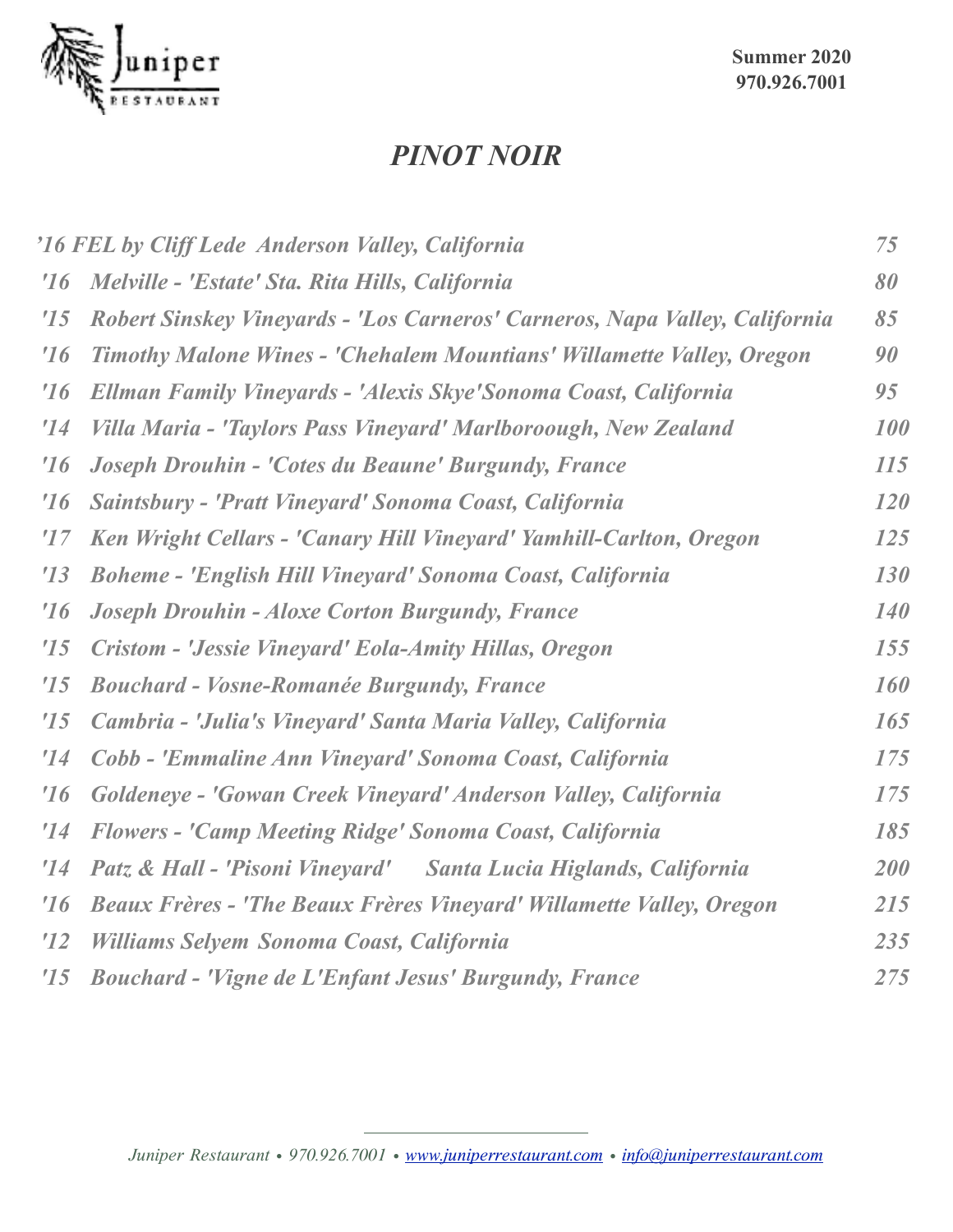Summer 2020
970.926.7001

# *PINOT NOIR*

| | | |
|---|---|---|
| *'16* | ***FEL by Cliff Lede Anderson Valley, California*** | *75* |
| *'16* | ***Melville - 'Estate' Sta. Rita Hills, California*** | *80* |
| *'15* | ***Robert Sinskey Vineyards - 'Los Carneros' Carneros, Napa Valley, California*** | *85* |
| *'16* | ***Timothy Malone Wines - 'Chehalem Mountians' Willamette Valley, Oregon*** | *90* |
| *'16* | ***Ellman Family Vineyards - 'Alexis Skye'Sonoma Coast, California*** | *95* |
| *'14* | ***Villa Maria - 'Taylors Pass Vineyard' Marlboroough, New Zealand*** | *100* |
| *'16* | ***Joseph Drouhin - 'Cotes du Beaune' Burgundy, France*** | *115* |
| *'16* | ***Saintsbury - 'Pratt Vineyard' Sonoma Coast, California*** | *120* |
| *'17* | ***Ken Wright Cellars - 'Canary Hill Vineyard' Yamhill-Carlton, Oregon*** | *125* |
| *'13* | ***Boheme - 'English Hill Vineyard' Sonoma Coast, California*** | *130* |
| *'16* | ***Joseph Drouhin - Aloxe Corton Burgundy, France*** | *140* |
| *'15* | ***Cristom - 'Jessie Vineyard' Eola-Amity Hillas, Oregon*** | *155* |
| *'15* | ***Bouchard - Vosne-Romanée Burgundy, France*** | *160* |
| *'15* | ***Cambria - 'Julia's Vineyard' Santa Maria Valley, California*** | *165* |
| *'14* | ***Cobb - 'Emmaline Ann Vineyard' Sonoma Coast, California*** | *175* |
| *'16* | ***Goldeneye - 'Gowan Creek Vineyard' Anderson Valley, California*** | *175* |
| *'14* | ***Flowers - 'Camp Meeting Ridge' Sonoma Coast, California*** | *185* |
| *'14* | ***Patz & Hall - 'Pisoni Vineyard' Santa Lucia Higlands, California*** | *200* |
| *'16* | ***Beaux Frères - 'The Beaux Frères Vineyard' Willamette Valley, Oregon*** | *215* |
| *'12* | ***Williams Selyem Sonoma Coast, California*** | *235* |
| *'15* | ***Bouchard - 'Vigne de L'Enfant Jesus' Burgundy, France*** | *275* |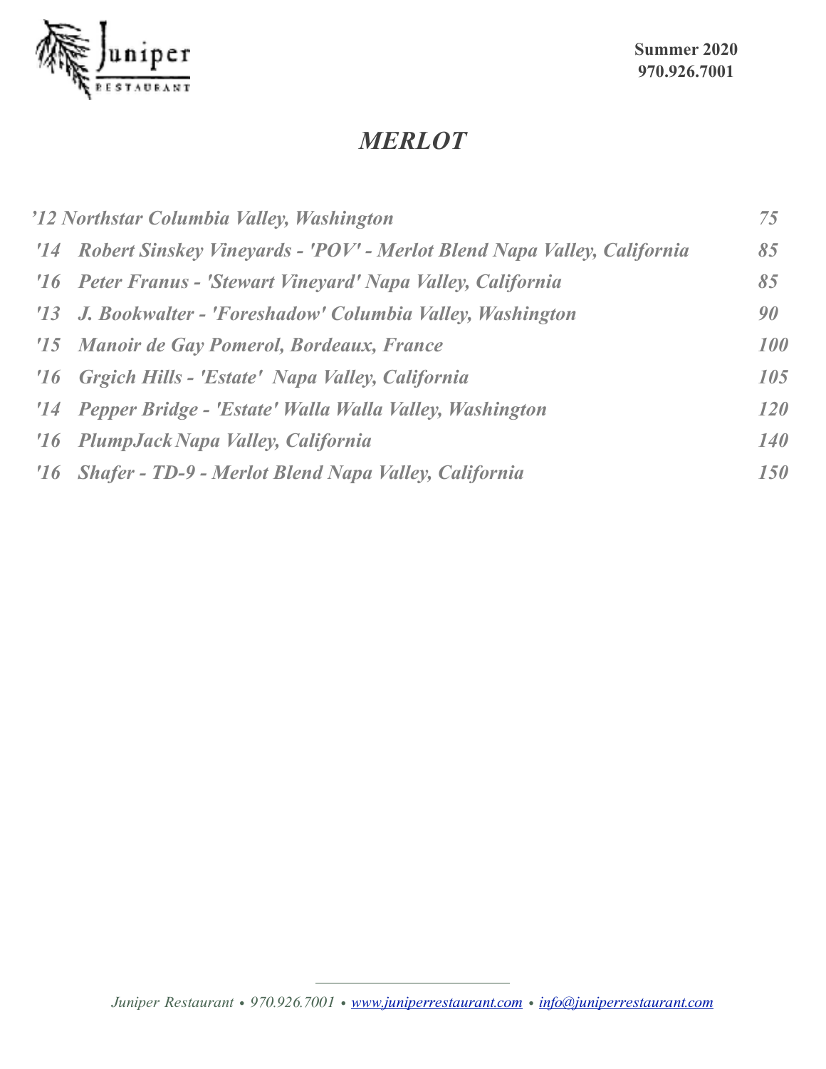# *MERLOT*

| | | |
|---|---|---|
| *'12* | *Northstar Columbia Valley, Washington* | *75* |
| *'14* | *Robert Sinskey Vineyards - 'POV' - Merlot Blend Napa Valley, California* | *85* |
| *'16* | *Peter Franus - 'Stewart Vineyard' Napa Valley, California* | *85* |
| *'13* | *J. Bookwalter - 'Foreshadow' Columbia Valley, Washington* | *90* |
| *'15* | *Manoir de Gay Pomerol, Bordeaux, France* | *100* |
| *'16* | *Grgich Hills - 'Estate' Napa Valley, California* | *105* |
| *'14* | *Pepper Bridge - 'Estate' Walla Walla Valley, Washington* | *120* |
| *'16* | *PlumpJack Napa Valley, California* | *140* |
| *'16* | *Shafer - TD-9 - Merlot Blend Napa Valley, California* | *150* |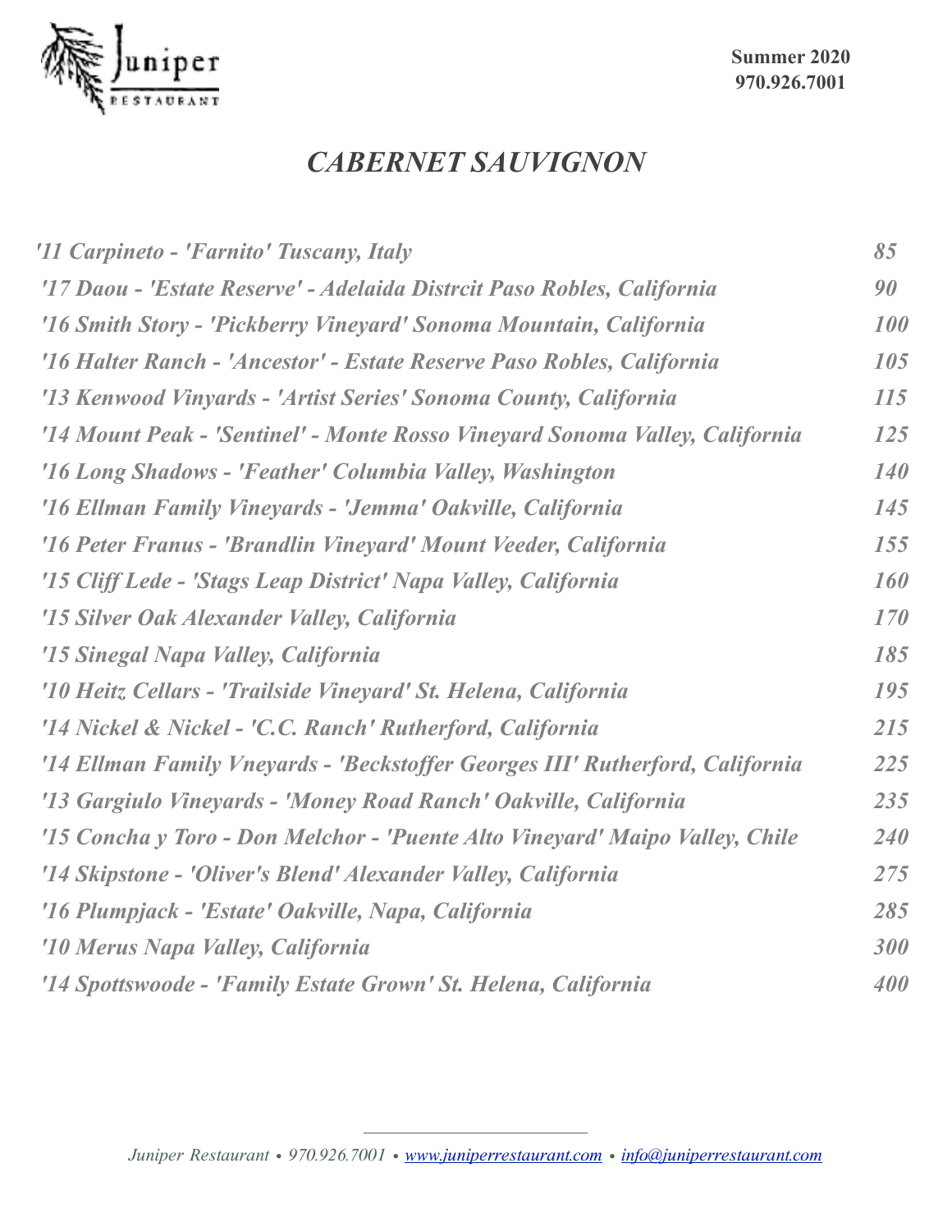Summer 2020
970.926.7001

# *CABERNET SAUVIGNON*

| | |
|---|---|
| ***'11 Carpineto - 'Farnito' Tuscany, Italy*** | ***85*** |
| ***'17 Daou - 'Estate Reserve' - Adelaida Distrcit Paso Robles, California*** | ***90*** |
| ***'16 Smith Story - 'Pickberry Vineyard' Sonoma Mountain, California*** | ***100*** |
| ***'16 Halter Ranch - 'Ancestor' - Estate Reserve Paso Robles, California*** | ***105*** |
| ***'13 Kenwood Vinyards - 'Artist Series' Sonoma County, California*** | ***115*** |
| ***'14 Mount Peak - 'Sentinel' - Monte Rosso Vineyard Sonoma Valley, California*** | ***125*** |
| ***'16 Long Shadows - 'Feather' Columbia Valley, Washington*** | ***140*** |
| ***'16 Ellman Family Vineyards - 'Jemma' Oakville, California*** | ***145*** |
| ***'16 Peter Franus - 'Brandlin Vineyard' Mount Veeder, California*** | ***155*** |
| ***'15 Cliff Lede - 'Stags Leap District' Napa Valley, California*** | ***160*** |
| ***'15 Silver Oak Alexander Valley, California*** | ***170*** |
| ***'15 Sinegal Napa Valley, California*** | ***185*** |
| ***'10 Heitz Cellars - 'Trailside Vineyard' St. Helena, California*** | ***195*** |
| ***'14 Nickel & Nickel - 'C.C. Ranch' Rutherford, California*** | ***215*** |
| ***'14 Ellman Family Vneyards - 'Beckstoffer Georges III' Rutherford, California*** | ***225*** |
| ***'13 Gargiulo Vineyards - 'Money Road Ranch' Oakville, California*** | ***235*** |
| ***'15 Concha y Toro - Don Melchor - 'Puente Alto Vineyard' Maipo Valley, Chile*** | ***240*** |
| ***'14 Skipstone - 'Oliver's Blend' Alexander Valley, California*** | ***275*** |
| ***'16 Plumpjack - 'Estate' Oakville, Napa, California*** | ***285*** |
| ***'10 Merus Napa Valley, California*** | ***300*** |
| ***'14 Spottswoode - 'Family Estate Grown' St. Helena, California*** | ***400*** |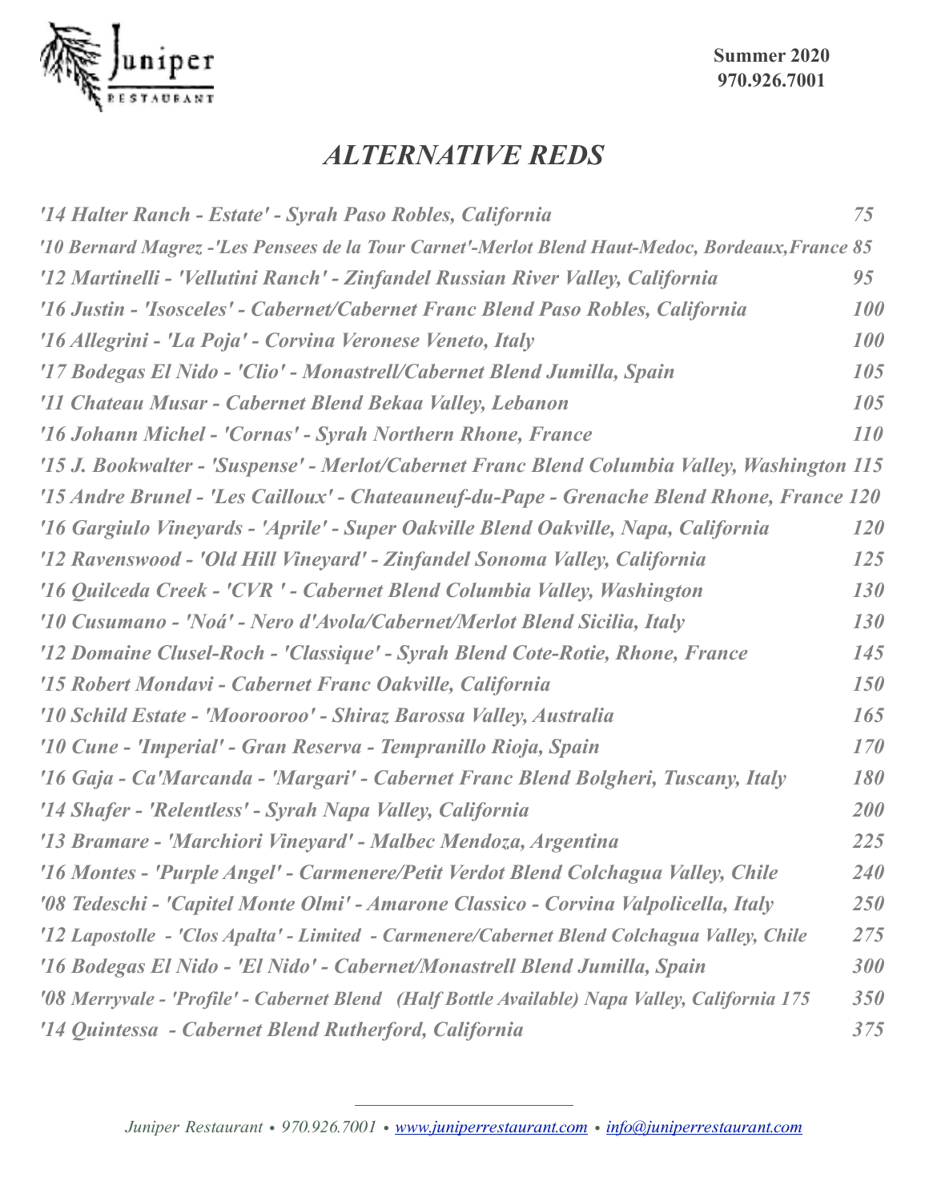Juniper RESTAURANT

**Summer 2020**
**970.926.7001**

# *ALTERNATIVE REDS*

| | |
|---|---|
| *'14 Halter Ranch - Estate' - Syrah Paso Robles, California* | *75* |
| *'10 Bernard Magrez -'Les Pensees de la Tour Carnet'-Merlot Blend Haut-Medoc, Bordeaux,France* | *85* |
| *'12 Martinelli - 'Vellutini Ranch' - Zinfandel Russian River Valley, California* | *95* |
| *'16 Justin - 'Isosceles' - Cabernet/Cabernet Franc Blend Paso Robles, California* | *100* |
| *'16 Allegrini - 'La Poja' - Corvina Veronese Veneto, Italy* | *100* |
| *'17 Bodegas El Nido - 'Clio' - Monastrell/Cabernet Blend Jumilla, Spain* | *105* |
| *'11 Chateau Musar - Cabernet Blend Bekaa Valley, Lebanon* | *105* |
| *'16 Johann Michel - 'Cornas' - Syrah Northern Rhone, France* | *110* |
| *'15 J. Bookwalter - 'Suspense' - Merlot/Cabernet Franc Blend Columbia Valley, Washington* | *115* |
| *'15 Andre Brunel - 'Les Cailloux' - Chateauneuf-du-Pape - Grenache Blend Rhone, France* | *120* |
| *'16 Gargiulo Vineyards - 'Aprile' - Super Oakville Blend Oakville, Napa, California* | *120* |
| *'12 Ravenswood - 'Old Hill Vineyard' - Zinfandel Sonoma Valley, California* | *125* |
| *'16 Quilceda Creek - 'CVR ' - Cabernet Blend Columbia Valley, Washington* | *130* |
| *'10 Cusumano - 'Noá' - Nero d'Avola/Cabernet/Merlot Blend Sicilia, Italy* | *130* |
| *'12 Domaine Clusel-Roch - 'Classique' - Syrah Blend Cote-Rotie, Rhone, France* | *145* |
| *'15 Robert Mondavi - Cabernet Franc Oakville, California* | *150* |
| *'10 Schild Estate - 'Moorooroo' - Shiraz Barossa Valley, Australia* | *165* |
| *'10 Cune - 'Imperial' - Gran Reserva - Tempranillo Rioja, Spain* | *170* |
| *'16 Gaja - Ca'Marcanda - 'Margari' - Cabernet Franc Blend Bolgheri, Tuscany, Italy* | *180* |
| *'14 Shafer - 'Relentless' - Syrah Napa Valley, California* | *200* |
| *'13 Bramare - 'Marchiori Vineyard' - Malbec Mendoza, Argentina* | *225* |
| *'16 Montes - 'Purple Angel' - Carmenere/Petit Verdot Blend Colchagua Valley, Chile* | *240* |
| *'08 Tedeschi - 'Capitel Monte Olmi' - Amarone Classico - Corvina Valpolicella, Italy* | *250* |
| *'12 Lapostolle - 'Clos Apalta' - Limited - Carmenere/Cabernet Blend Colchagua Valley, Chile* | *275* |
| *'16 Bodegas El Nido - 'El Nido' - Cabernet/Monastrell Blend Jumilla, Spain* | *300* |
| *'08 Merryvale - 'Profile' - Cabernet Blend (Half Bottle Available) Napa Valley, California 175* | *350* |
| *'14 Quintessa - Cabernet Blend Rutherford, California* | *375* |

*Juniper Restaurant • 970.926.7001 • www.juniperrestaurant.com • info@juniperrestaurant.com*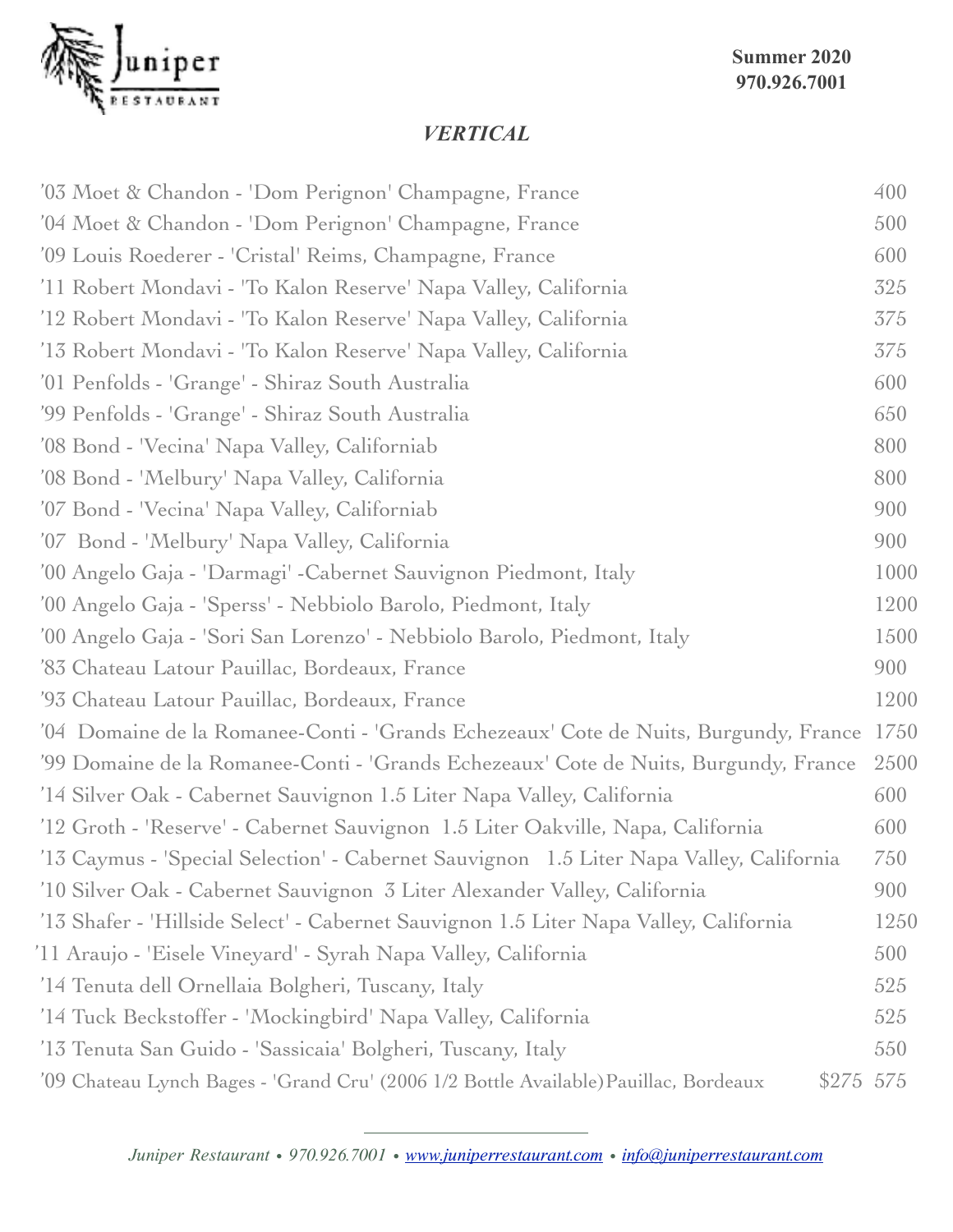Juniper RESTAURANT

**Summer 2020**
**970.926.7001**

## *VERTICAL*

| Wine | Price |
|---|---|
| '03 Moet & Chandon - 'Dom Perignon' Champagne, France | 400 |
| '04 Moet & Chandon - 'Dom Perignon' Champagne, France | 500 |
| '09 Louis Roederer - 'Cristal' Reims, Champagne, France | 600 |
| '11 Robert Mondavi - 'To Kalon Reserve' Napa Valley, California | 325 |
| '12 Robert Mondavi - 'To Kalon Reserve' Napa Valley, California | 375 |
| '13 Robert Mondavi - 'To Kalon Reserve' Napa Valley, California | 375 |
| '01 Penfolds - 'Grange' - Shiraz South Australia | 600 |
| '99 Penfolds - 'Grange' - Shiraz South Australia | 650 |
| '08 Bond - 'Vecina' Napa Valley, Californiab | 800 |
| '08 Bond - 'Melbury' Napa Valley, California | 800 |
| '07 Bond - 'Vecina' Napa Valley, Californiab | 900 |
| '07 Bond - 'Melbury' Napa Valley, California | 900 |
| '00 Angelo Gaja - 'Darmagi' -Cabernet Sauvignon Piedmont, Italy | 1000 |
| '00 Angelo Gaja - 'Sperss' - Nebbiolo Barolo, Piedmont, Italy | 1200 |
| '00 Angelo Gaja - 'Sori San Lorenzo' - Nebbiolo Barolo, Piedmont, Italy | 1500 |
| '83 Chateau Latour Pauillac, Bordeaux, France | 900 |
| '93 Chateau Latour Pauillac, Bordeaux, France | 1200 |
| '04 Domaine de la Romanee-Conti - 'Grands Echezeaux' Cote de Nuits, Burgundy, France | 1750 |
| '99 Domaine de la Romanee-Conti - 'Grands Echezeaux' Cote de Nuits, Burgundy, France | 2500 |
| '14 Silver Oak - Cabernet Sauvignon 1.5 Liter Napa Valley, California | 600 |
| '12 Groth - 'Reserve' - Cabernet Sauvignon 1.5 Liter Oakville, Napa, California | 600 |
| '13 Caymus - 'Special Selection' - Cabernet Sauvignon 1.5 Liter Napa Valley, California | 750 |
| '10 Silver Oak - Cabernet Sauvignon 3 Liter Alexander Valley, California | 900 |
| '13 Shafer - 'Hillside Select' - Cabernet Sauvignon 1.5 Liter Napa Valley, California | 1250 |
| '11 Araujo - 'Eisele Vineyard' - Syrah Napa Valley, California | 500 |
| '14 Tenuta dell Ornellaia Bolgheri, Tuscany, Italy | 525 |
| '14 Tuck Beckstoffer - 'Mockingbird' Napa Valley, California | 525 |
| '13 Tenuta San Guido - 'Sassicaia' Bolgheri, Tuscany, Italy | 550 |
| '09 Chateau Lynch Bages - 'Grand Cru' (2006 1/2 Bottle Available) Pauillac, Bordeaux $275 | 575 |

*Juniper Restaurant • 970.926.7001 • [www.juniperrestaurant.com](http://www.juniperrestaurant.com) • [info@juniperrestaurant.com](mailto:info@juniperrestaurant.com)*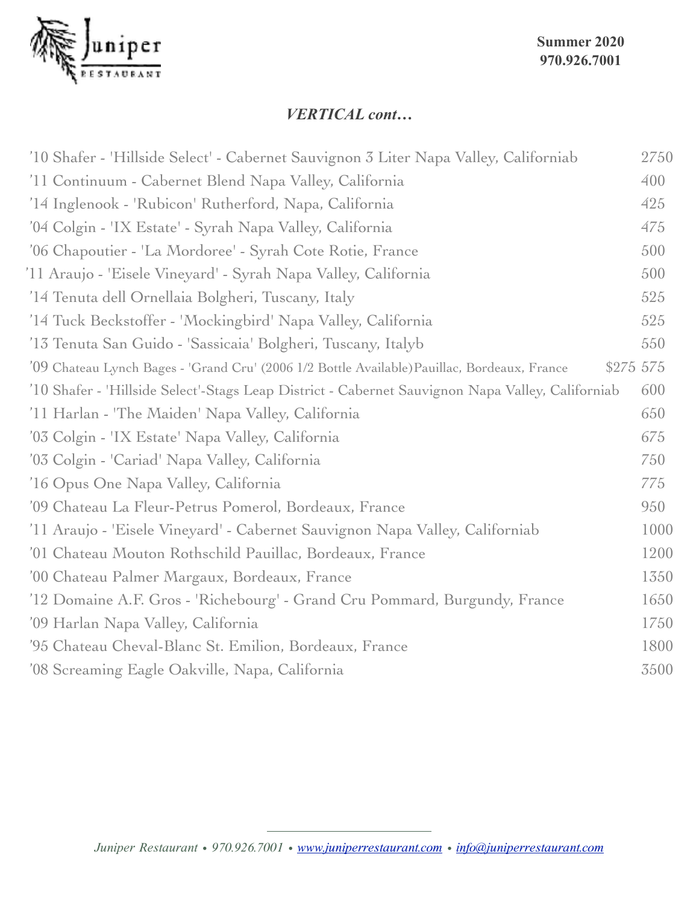### *VERTICAL cont…*

| | |
|---|---|
| '10 Shafer - 'Hillside Select' - Cabernet Sauvignon 3 Liter Napa Valley, Californiab | 2750 |
| '11 Continuum - Cabernet Blend Napa Valley, California | 400 |
| '14 Inglenook - 'Rubicon' Rutherford, Napa, California | 425 |
| '04 Colgin - 'IX Estate' - Syrah Napa Valley, California | 475 |
| '06 Chapoutier - 'La Mordoree' - Syrah Cote Rotie, France | 500 |
| '11 Araujo - 'Eisele Vineyard' - Syrah Napa Valley, California | 500 |
| '14 Tenuta dell Ornellaia Bolgheri, Tuscany, Italy | 525 |
| '14 Tuck Beckstoffer - 'Mockingbird' Napa Valley, California | 525 |
| '13 Tenuta San Guido - 'Sassicaia' Bolgheri, Tuscany, Italyb | 550 |
| '09 Chateau Lynch Bages - 'Grand Cru' (2006 1/2 Bottle Available)Pauillac, Bordeaux, France $275 | 575 |
| '10 Shafer - 'Hillside Select'-Stags Leap District - Cabernet Sauvignon Napa Valley, Californiab | 600 |
| '11 Harlan - 'The Maiden' Napa Valley, California | 650 |
| '03 Colgin - 'IX Estate' Napa Valley, California | 675 |
| '03 Colgin - 'Cariad' Napa Valley, California | 750 |
| '16 Opus One Napa Valley, California | 775 |
| '09 Chateau La Fleur-Petrus Pomerol, Bordeaux, France | 950 |
| '11 Araujo - 'Eisele Vineyard' - Cabernet Sauvignon Napa Valley, Californiab | 1000 |
| '01 Chateau Mouton Rothschild Pauillac, Bordeaux, France | 1200 |
| '00 Chateau Palmer Margaux, Bordeaux, France | 1350 |
| '12 Domaine A.F. Gros - 'Richebourg' - Grand Cru Pommard, Burgundy, France | 1650 |
| '09 Harlan Napa Valley, California | 1750 |
| '95 Chateau Cheval-Blanc St. Emilion, Bordeaux, France | 1800 |
| '08 Screaming Eagle Oakville, Napa, California | 3500 |